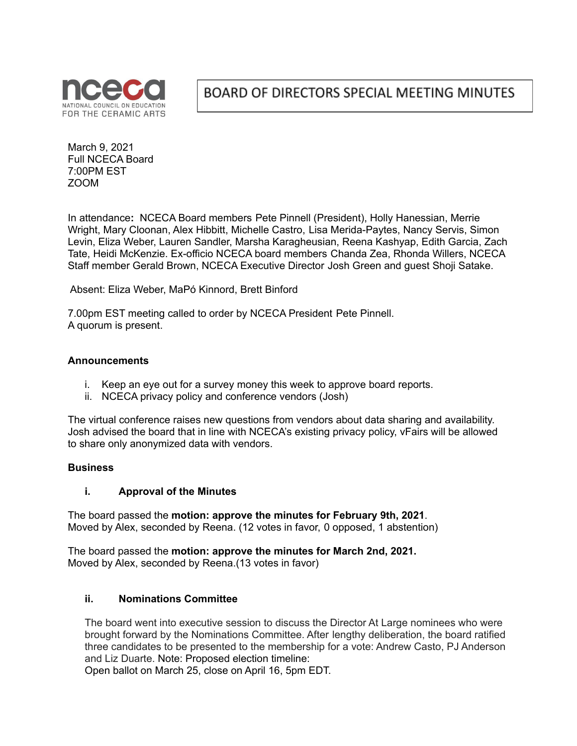**nceca** NATIONAL COUNCIL ON EDUCATION FOR THE CERAMIC ARTS

# BOARD OF DIRECTORS SPECIAL MEETING MINUTES

March 9, 2021
Full NCECA Board
7:00PM EST
ZOOM

In attendance**:** NCECA Board members Pete Pinnell (President), Holly Hanessian, Merrie Wright, Mary Cloonan, Alex Hibbitt, Michelle Castro, Lisa Merida-Paytes, Nancy Servis, Simon Levin, Eliza Weber, Lauren Sandler, Marsha Karagheusian, Reena Kashyap, Edith Garcia, Zach Tate, Heidi McKenzie. Ex-officio NCECA board members Chanda Zea, Rhonda Willers, NCECA Staff member Gerald Brown, NCECA Executive Director Josh Green and guest Shoji Satake.

Absent: Eliza Weber, MaPó Kinnord, Brett Binford

7.00pm EST meeting called to order by NCECA President Pete Pinnell.
A quorum is present.

**Announcements**

i. Keep an eye out for a survey money this week to approve board reports.
ii. NCECA privacy policy and conference vendors (Josh)

The virtual conference raises new questions from vendors about data sharing and availability. Josh advised the board that in line with NCECA's existing privacy policy, vFairs will be allowed to share only anonymized data with vendors.

**Business**

**i. Approval of the Minutes**

The board passed the **motion: approve the minutes for February 9th, 2021**.
Moved by Alex, seconded by Reena. (12 votes in favor, 0 opposed, 1 abstention)

The board passed the **motion: approve the minutes for March 2nd, 2021.**
Moved by Alex, seconded by Reena.(13 votes in favor)

**ii. Nominations Committee**

The board went into executive session to discuss the Director At Large nominees who were brought forward by the Nominations Committee. After lengthy deliberation, the board ratified three candidates to be presented to the membership for a vote: Andrew Casto, PJ Anderson and Liz Duarte. Note: Proposed election timeline:
Open ballot on March 25, close on April 16, 5pm EDT.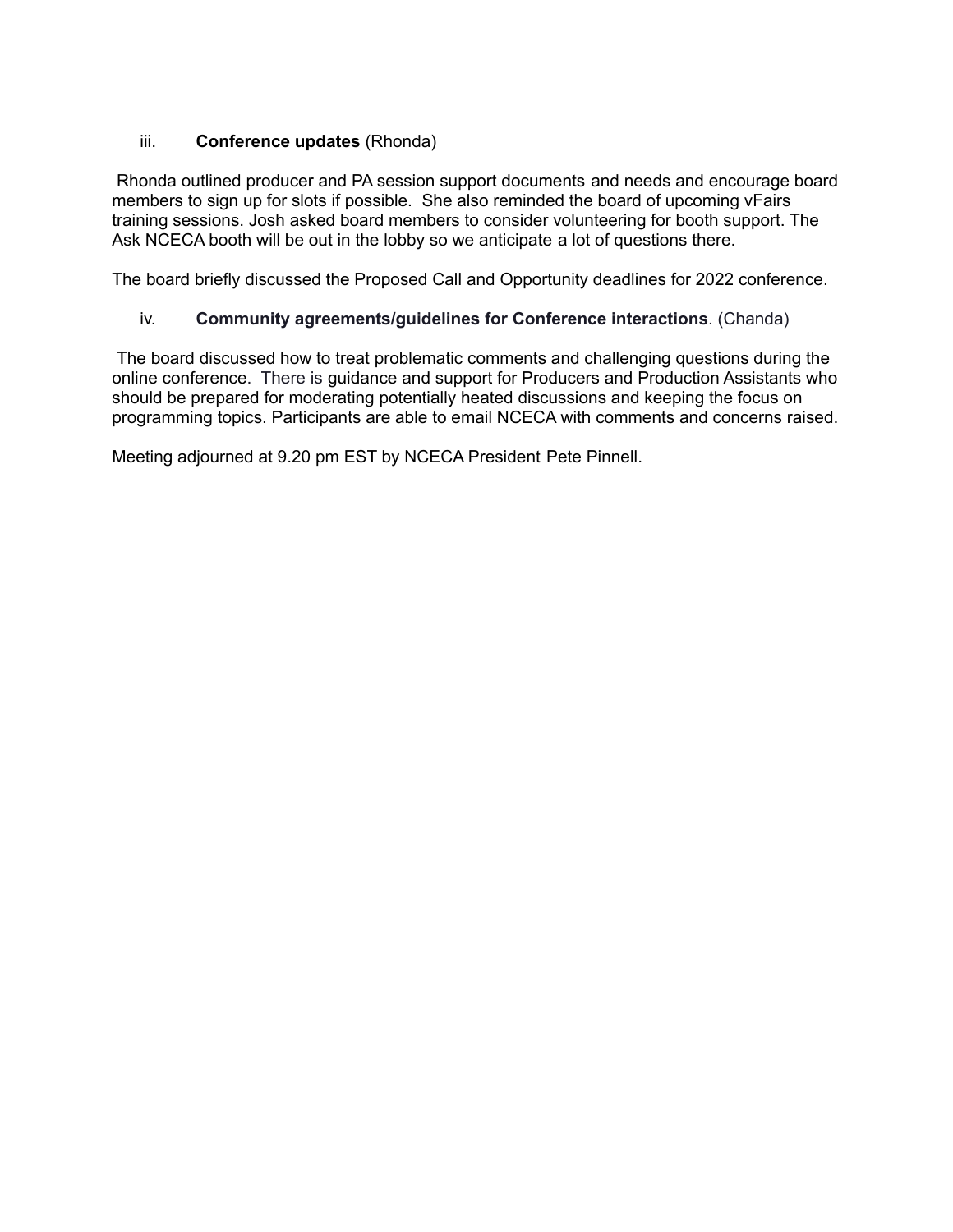iii. **Conference updates** (Rhonda)

Rhonda outlined producer and PA session support documents and needs and encourage board members to sign up for slots if possible. She also reminded the board of upcoming vFairs training sessions. Josh asked board members to consider volunteering for booth support. The Ask NCECA booth will be out in the lobby so we anticipate a lot of questions there.

The board briefly discussed the Proposed Call and Opportunity deadlines for 2022 conference.

iv. **Community agreements/guidelines for Conference interactions**. (Chanda)

The board discussed how to treat problematic comments and challenging questions during the online conference. There is guidance and support for Producers and Production Assistants who should be prepared for moderating potentially heated discussions and keeping the focus on programming topics. Participants are able to email NCECA with comments and concerns raised.

Meeting adjourned at 9.20 pm EST by NCECA President Pete Pinnell.